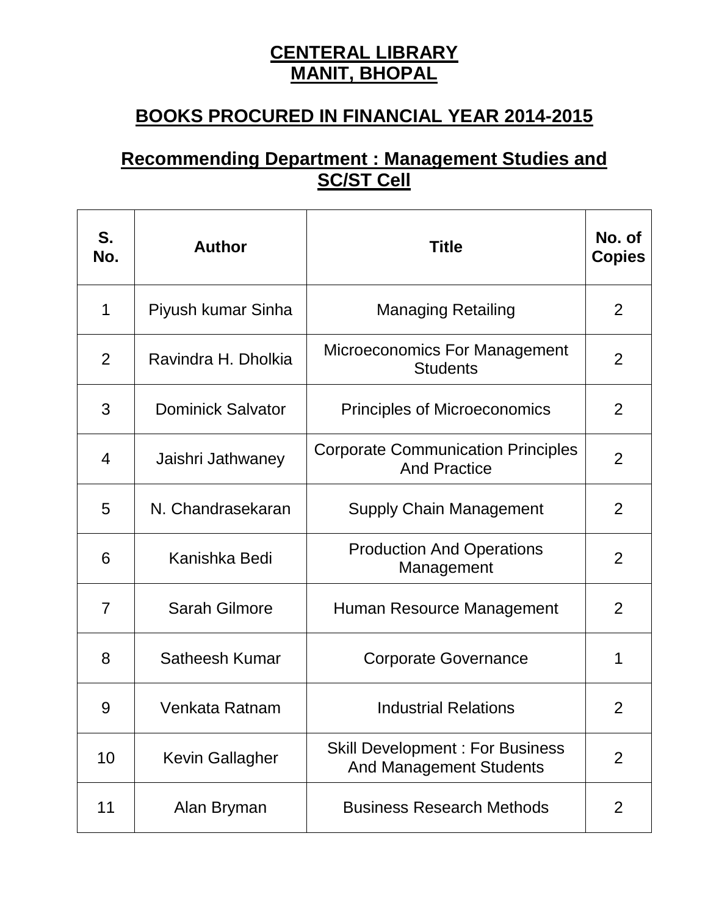# CENTERAL LIBRARY
# MANIT, BHOPAL

## BOOKS PROCURED IN FINANCIAL YEAR 2014-2015

## Recommending Department : Management Studies and SC/ST Cell

| S. No. | Author | Title | No. of Copies |
|---|---|---|---|
| 1 | Piyush kumar Sinha | Managing Retailing | 2 |
| 2 | Ravindra H. Dholkia | Microeconomics For Management Students | 2 |
| 3 | Dominick Salvator | Principles of Microeconomics | 2 |
| 4 | Jaishri Jathwaney | Corporate Communication Principles And Practice | 2 |
| 5 | N. Chandrasekaran | Supply Chain Management | 2 |
| 6 | Kanishka Bedi | Production And Operations Management | 2 |
| 7 | Sarah Gilmore | Human Resource Management | 2 |
| 8 | Satheesh Kumar | Corporate Governance | 1 |
| 9 | Venkata Ratnam | Industrial Relations | 2 |
| 10 | Kevin Gallagher | Skill Development : For Business And Management Students | 2 |
| 11 | Alan Bryman | Business Research Methods | 2 |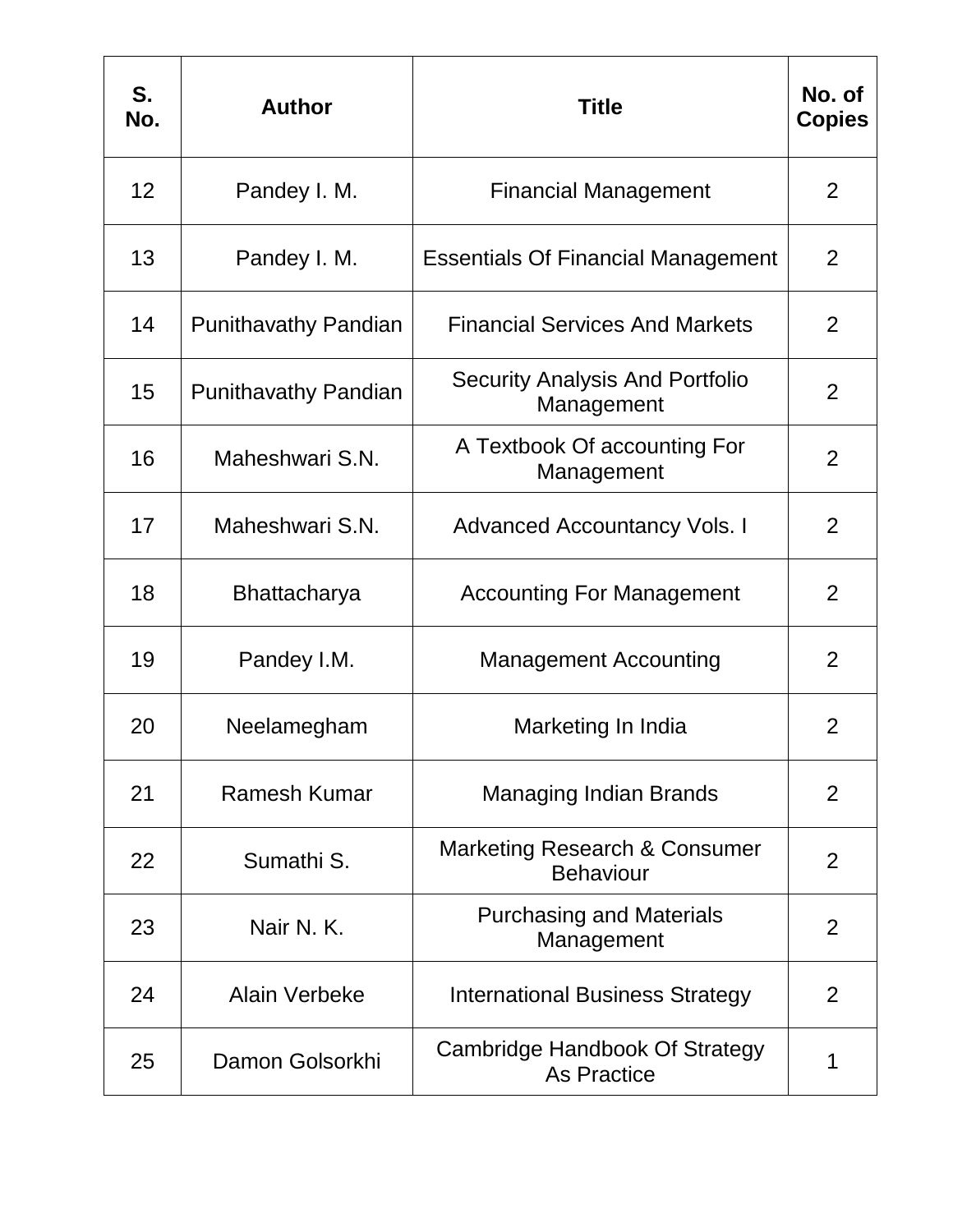| S. No. | Author | Title | No. of Copies |
|---|---|---|---|
| 12 | Pandey I. M. | Financial Management | 2 |
| 13 | Pandey I. M. | Essentials Of Financial Management | 2 |
| 14 | Punithavathy Pandian | Financial Services And Markets | 2 |
| 15 | Punithavathy Pandian | Security Analysis And Portfolio Management | 2 |
| 16 | Maheshwari S.N. | A Textbook Of accounting For Management | 2 |
| 17 | Maheshwari S.N. | Advanced Accountancy Vols. I | 2 |
| 18 | Bhattacharya | Accounting For Management | 2 |
| 19 | Pandey I.M. | Management Accounting | 2 |
| 20 | Neelamegham | Marketing In India | 2 |
| 21 | Ramesh Kumar | Managing Indian Brands | 2 |
| 22 | Sumathi S. | Marketing Research & Consumer Behaviour | 2 |
| 23 | Nair N. K. | Purchasing and Materials Management | 2 |
| 24 | Alain Verbeke | International Business Strategy | 2 |
| 25 | Damon Golsorkhi | Cambridge Handbook Of Strategy As Practice | 1 |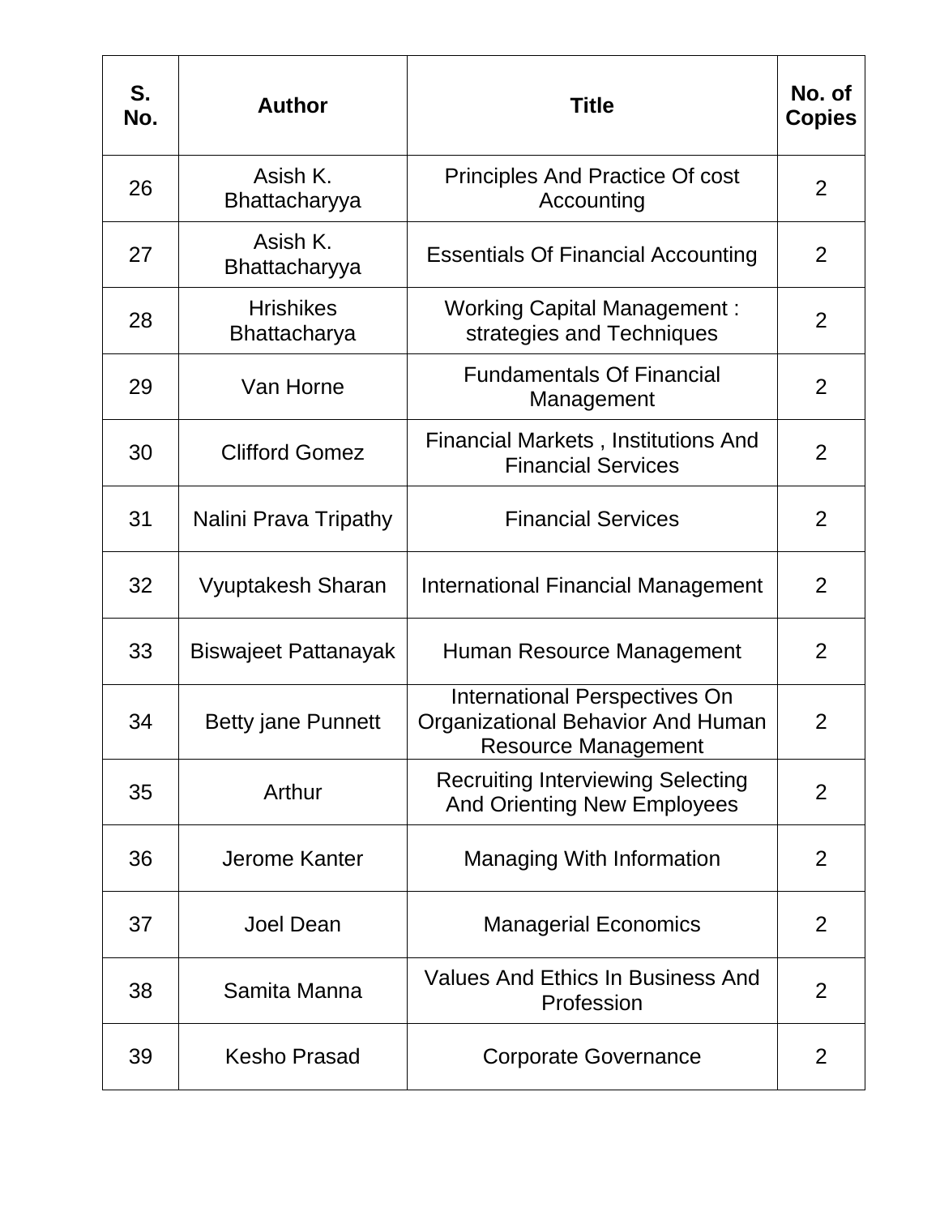| S. No. | Author | Title | No. of Copies |
|---|---|---|---|
| 26 | Asish K. Bhattacharyya | Principles And Practice Of cost Accounting | 2 |
| 27 | Asish K. Bhattacharyya | Essentials Of Financial Accounting | 2 |
| 28 | Hrishikes Bhattacharya | Working Capital Management : strategies and Techniques | 2 |
| 29 | Van Horne | Fundamentals Of Financial Management | 2 |
| 30 | Clifford Gomez | Financial Markets , Institutions And Financial Services | 2 |
| 31 | Nalini Prava Tripathy | Financial Services | 2 |
| 32 | Vyuptakesh Sharan | International Financial Management | 2 |
| 33 | Biswajeet Pattanayak | Human Resource Management | 2 |
| 34 | Betty jane Punnett | International Perspectives On Organizational Behavior And Human Resource Management | 2 |
| 35 | Arthur | Recruiting Interviewing Selecting And Orienting New Employees | 2 |
| 36 | Jerome Kanter | Managing With Information | 2 |
| 37 | Joel Dean | Managerial Economics | 2 |
| 38 | Samita Manna | Values And Ethics In Business And Profession | 2 |
| 39 | Kesho Prasad | Corporate Governance | 2 |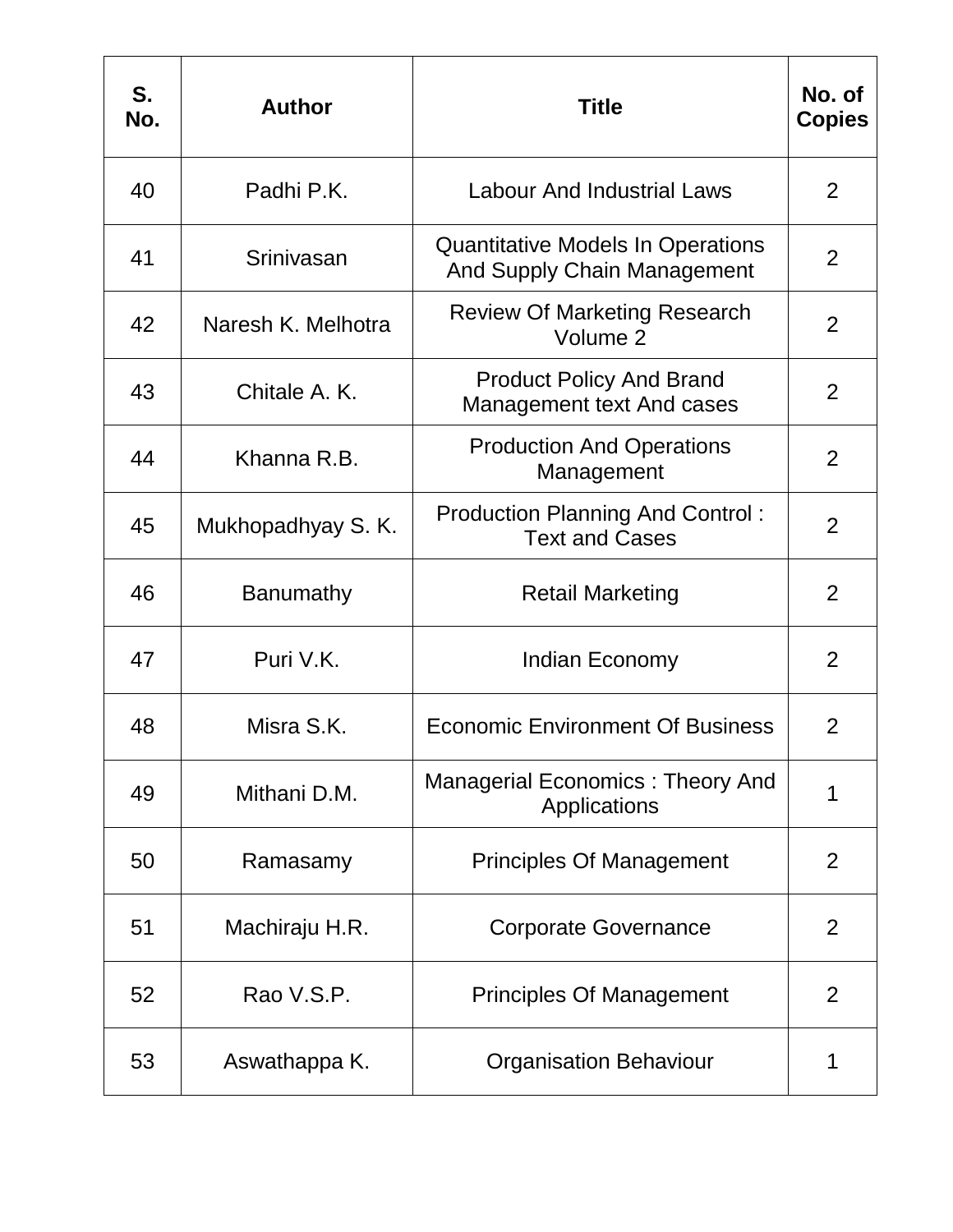| S. No. | Author | Title | No. of Copies |
|---|---|---|---|
| 40 | Padhi P.K. | Labour And Industrial Laws | 2 |
| 41 | Srinivasan | Quantitative Models In Operations And Supply Chain Management | 2 |
| 42 | Naresh K. Melhotra | Review Of Marketing Research Volume 2 | 2 |
| 43 | Chitale A. K. | Product Policy And Brand Management text And cases | 2 |
| 44 | Khanna R.B. | Production And Operations Management | 2 |
| 45 | Mukhopadhyay S. K. | Production Planning And Control : Text and Cases | 2 |
| 46 | Banumathy | Retail Marketing | 2 |
| 47 | Puri V.K. | Indian Economy | 2 |
| 48 | Misra S.K. | Economic Environment Of Business | 2 |
| 49 | Mithani D.M. | Managerial Economics : Theory And Applications | 1 |
| 50 | Ramasamy | Principles Of Management | 2 |
| 51 | Machiraju H.R. | Corporate Governance | 2 |
| 52 | Rao V.S.P. | Principles Of Management | 2 |
| 53 | Aswathappa K. | Organisation Behaviour | 1 |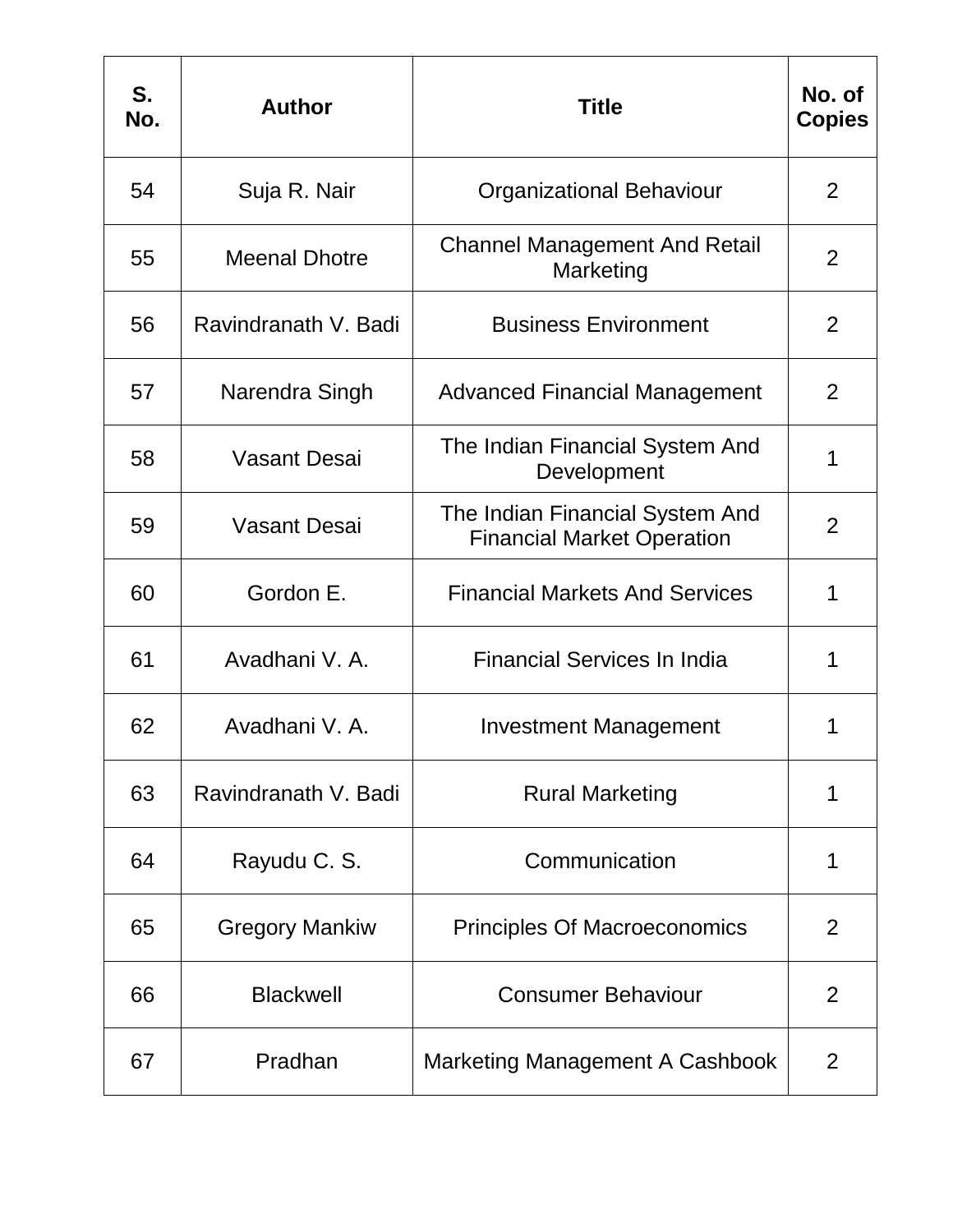| S. No. | Author | Title | No. of Copies |
|---|---|---|---|
| 54 | Suja R. Nair | Organizational Behaviour | 2 |
| 55 | Meenal Dhotre | Channel Management And Retail Marketing | 2 |
| 56 | Ravindranath V. Badi | Business Environment | 2 |
| 57 | Narendra Singh | Advanced Financial Management | 2 |
| 58 | Vasant Desai | The Indian Financial System And Development | 1 |
| 59 | Vasant Desai | The Indian Financial System And Financial Market Operation | 2 |
| 60 | Gordon E. | Financial Markets And Services | 1 |
| 61 | Avadhani V. A. | Financial Services In India | 1 |
| 62 | Avadhani V. A. | Investment Management | 1 |
| 63 | Ravindranath V. Badi | Rural Marketing | 1 |
| 64 | Rayudu C. S. | Communication | 1 |
| 65 | Gregory Mankiw | Principles Of Macroeconomics | 2 |
| 66 | Blackwell | Consumer Behaviour | 2 |
| 67 | Pradhan | Marketing Management A Cashbook | 2 |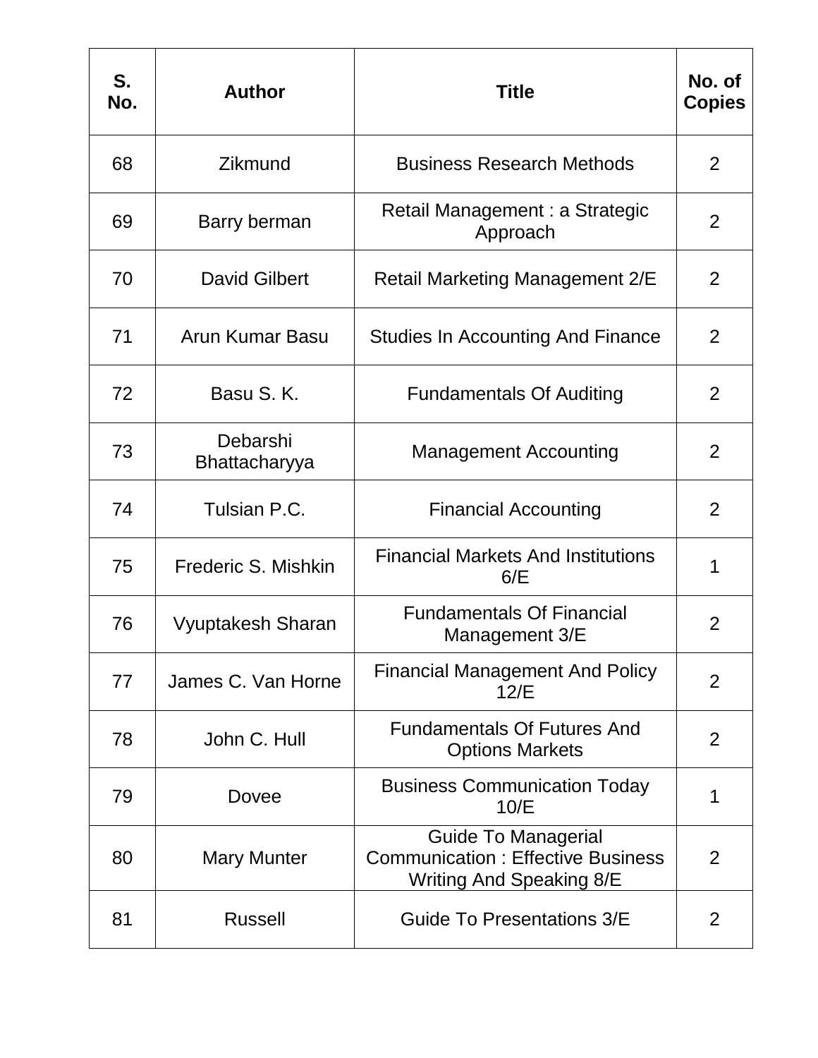| S. No. | Author | Title | No. of Copies |
| --- | --- | --- | --- |
| 68 | Zikmund | Business Research Methods | 2 |
| 69 | Barry berman | Retail Management : a Strategic Approach | 2 |
| 70 | David Gilbert | Retail Marketing Management 2/E | 2 |
| 71 | Arun Kumar Basu | Studies In Accounting And Finance | 2 |
| 72 | Basu S. K. | Fundamentals Of Auditing | 2 |
| 73 | Debarshi Bhattacharyya | Management Accounting | 2 |
| 74 | Tulsian P.C. | Financial Accounting | 2 |
| 75 | Frederic S. Mishkin | Financial Markets And Institutions 6/E | 1 |
| 76 | Vyuptakesh Sharan | Fundamentals Of Financial Management 3/E | 2 |
| 77 | James C. Van Horne | Financial Management And Policy 12/E | 2 |
| 78 | John C. Hull | Fundamentals Of Futures And Options Markets | 2 |
| 79 | Dovee | Business Communication Today 10/E | 1 |
| 80 | Mary Munter | Guide To Managerial Communication : Effective Business Writing And Speaking 8/E | 2 |
| 81 | Russell | Guide To Presentations 3/E | 2 |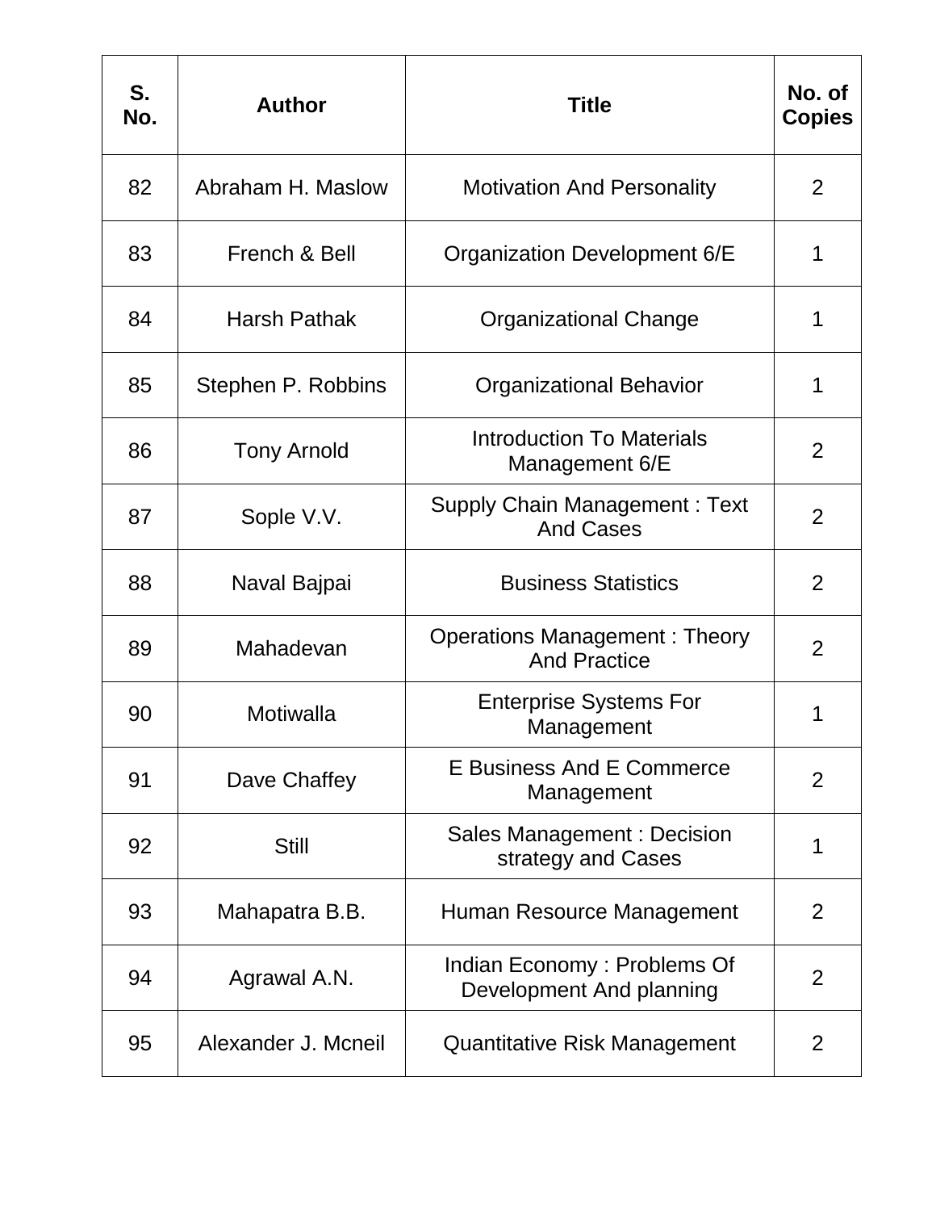| S. No. | Author | Title | No. of Copies |
|---|---|---|---|
| 82 | Abraham H. Maslow | Motivation And Personality | 2 |
| 83 | French & Bell | Organization Development 6/E | 1 |
| 84 | Harsh Pathak | Organizational Change | 1 |
| 85 | Stephen P. Robbins | Organizational Behavior | 1 |
| 86 | Tony Arnold | Introduction To Materials Management 6/E | 2 |
| 87 | Sople V.V. | Supply Chain Management : Text And Cases | 2 |
| 88 | Naval Bajpai | Business Statistics | 2 |
| 89 | Mahadevan | Operations Management : Theory And Practice | 2 |
| 90 | Motiwalla | Enterprise Systems For Management | 1 |
| 91 | Dave Chaffey | E Business And E Commerce Management | 2 |
| 92 | Still | Sales Management : Decision strategy and Cases | 1 |
| 93 | Mahapatra B.B. | Human Resource Management | 2 |
| 94 | Agrawal A.N. | Indian Economy : Problems Of Development And planning | 2 |
| 95 | Alexander J. Mcneil | Quantitative Risk Management | 2 |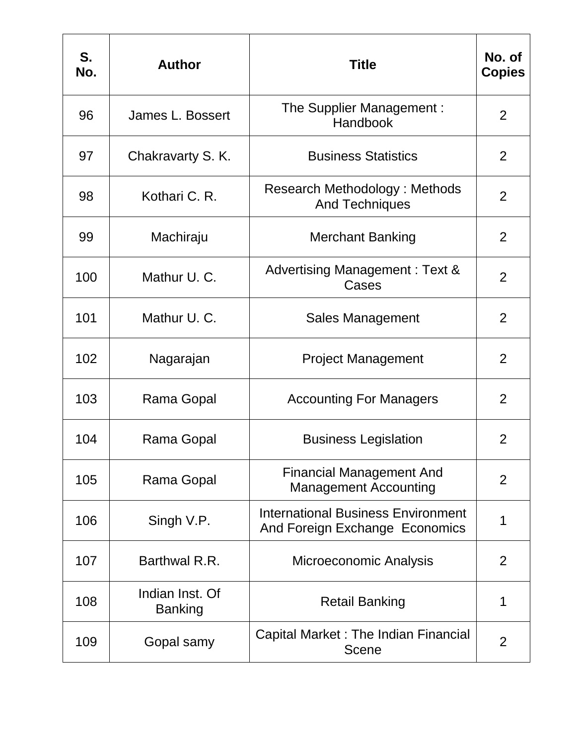| S. No. | Author | Title | No. of Copies |
|---|---|---|---|
| 96 | James L. Bossert | The Supplier Management : Handbook | 2 |
| 97 | Chakravarty S. K. | Business Statistics | 2 |
| 98 | Kothari C. R. | Research Methodology : Methods And Techniques | 2 |
| 99 | Machiraju | Merchant Banking | 2 |
| 100 | Mathur U. C. | Advertising Management : Text & Cases | 2 |
| 101 | Mathur U. C. | Sales Management | 2 |
| 102 | Nagarajan | Project Management | 2 |
| 103 | Rama Gopal | Accounting For Managers | 2 |
| 104 | Rama Gopal | Business Legislation | 2 |
| 105 | Rama Gopal | Financial Management And Management Accounting | 2 |
| 106 | Singh V.P. | International Business Environment And Foreign Exchange Economics | 1 |
| 107 | Barthwal R.R. | Microeconomic Analysis | 2 |
| 108 | Indian Inst. Of Banking | Retail Banking | 1 |
| 109 | Gopal samy | Capital Market : The Indian Financial Scene | 2 |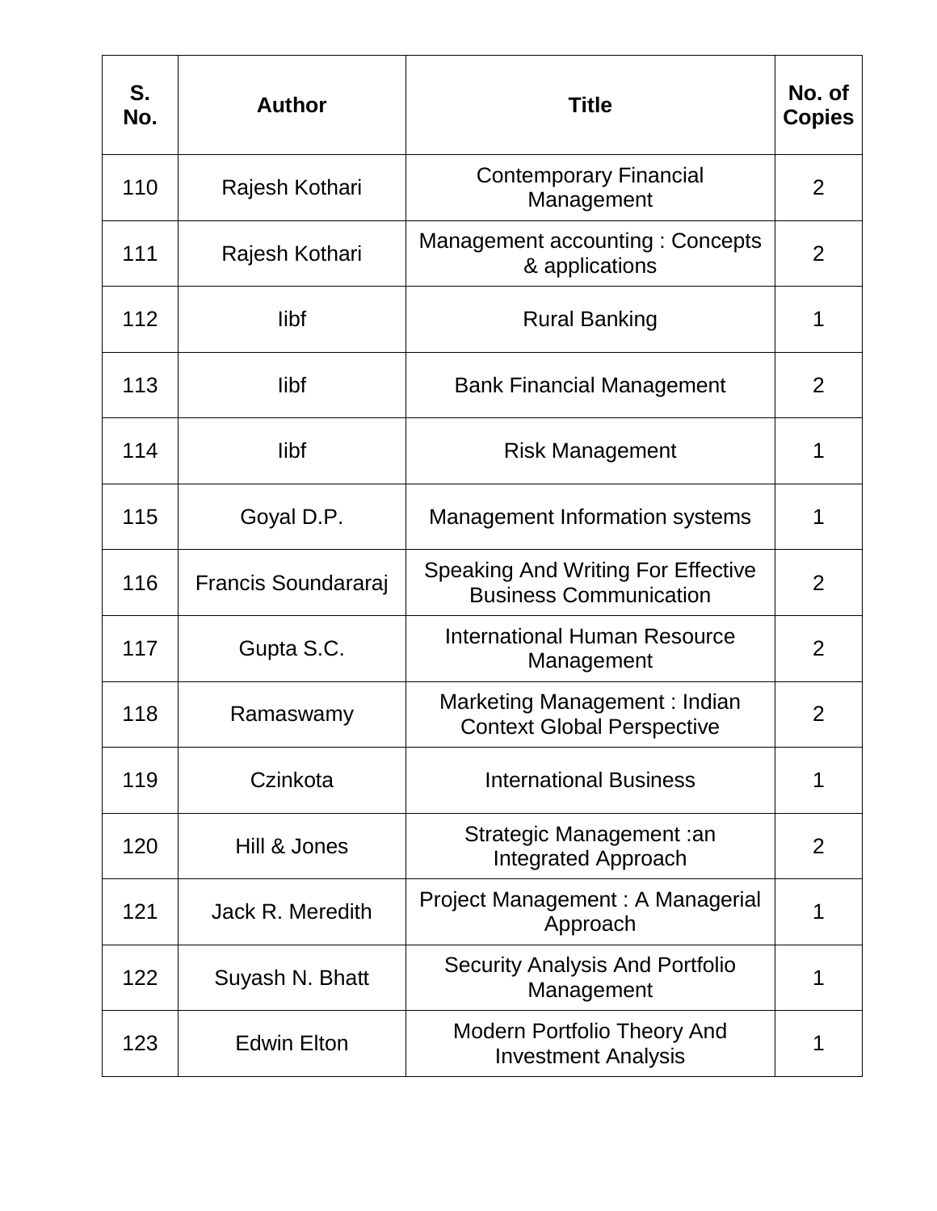| S. No. | Author | Title | No. of Copies |
| --- | --- | --- | --- |
| 110 | Rajesh Kothari | Contemporary Financial Management | 2 |
| 111 | Rajesh Kothari | Management accounting : Concepts & applications | 2 |
| 112 | Iibf | Rural Banking | 1 |
| 113 | Iibf | Bank Financial Management | 2 |
| 114 | Iibf | Risk Management | 1 |
| 115 | Goyal D.P. | Management Information systems | 1 |
| 116 | Francis Soundararaj | Speaking And Writing For Effective Business Communication | 2 |
| 117 | Gupta S.C. | International Human Resource Management | 2 |
| 118 | Ramaswamy | Marketing Management : Indian Context Global Perspective | 2 |
| 119 | Czinkota | International Business | 1 |
| 120 | Hill & Jones | Strategic Management :an Integrated Approach | 2 |
| 121 | Jack R. Meredith | Project Management : A Managerial Approach | 1 |
| 122 | Suyash N. Bhatt | Security Analysis And Portfolio Management | 1 |
| 123 | Edwin Elton | Modern Portfolio Theory And Investment Analysis | 1 |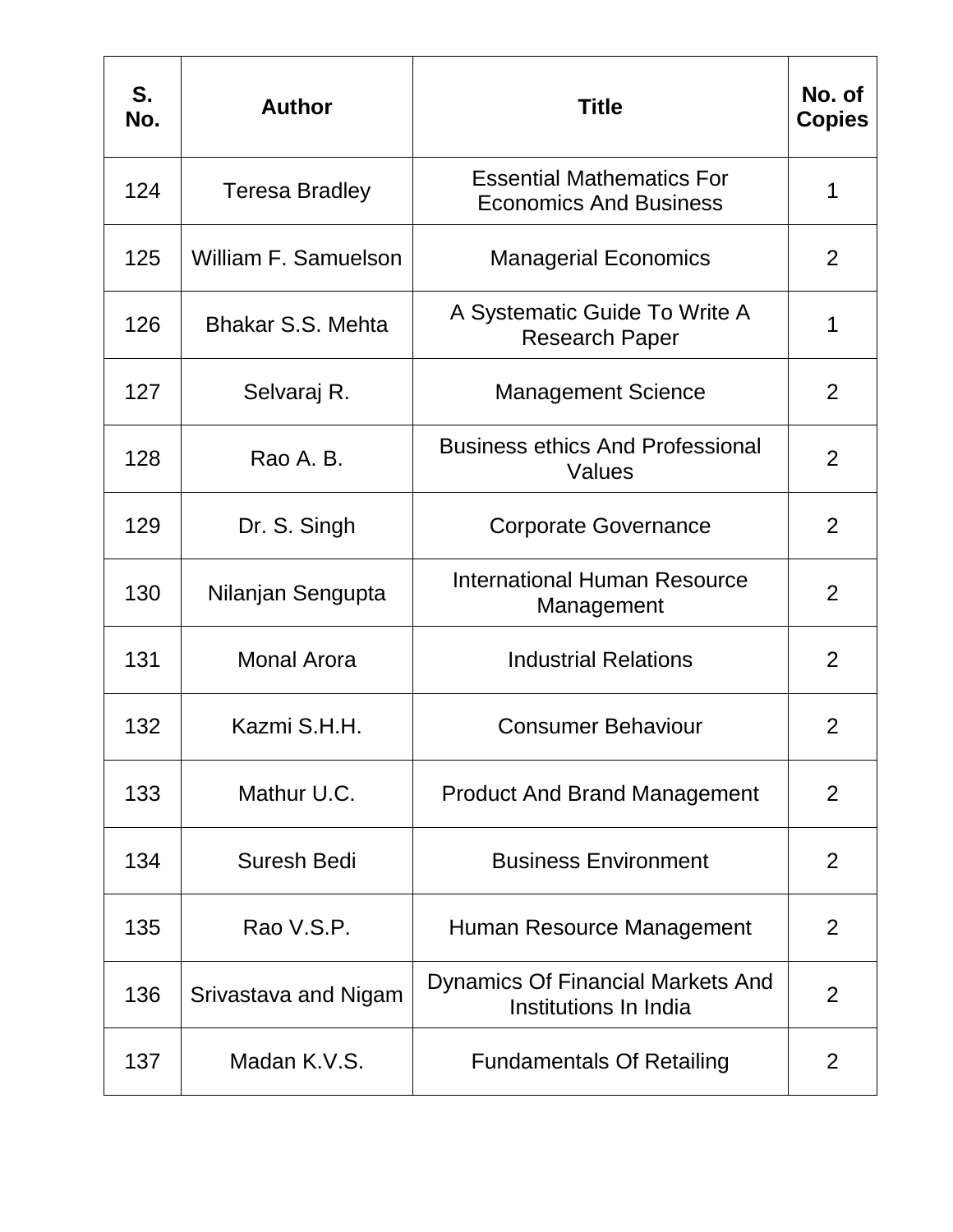| S. No. | Author | Title | No. of Copies |
|---|---|---|---|
| 124 | Teresa Bradley | Essential Mathematics For Economics And Business | 1 |
| 125 | William F. Samuelson | Managerial Economics | 2 |
| 126 | Bhakar S.S. Mehta | A Systematic Guide To Write A Research Paper | 1 |
| 127 | Selvaraj R. | Management Science | 2 |
| 128 | Rao A. B. | Business ethics And Professional Values | 2 |
| 129 | Dr. S. Singh | Corporate Governance | 2 |
| 130 | Nilanjan Sengupta | International Human Resource Management | 2 |
| 131 | Monal Arora | Industrial Relations | 2 |
| 132 | Kazmi S.H.H. | Consumer Behaviour | 2 |
| 133 | Mathur U.C. | Product And Brand Management | 2 |
| 134 | Suresh Bedi | Business Environment | 2 |
| 135 | Rao V.S.P. | Human Resource Management | 2 |
| 136 | Srivastava and Nigam | Dynamics Of Financial Markets And Institutions In India | 2 |
| 137 | Madan K.V.S. | Fundamentals Of Retailing | 2 |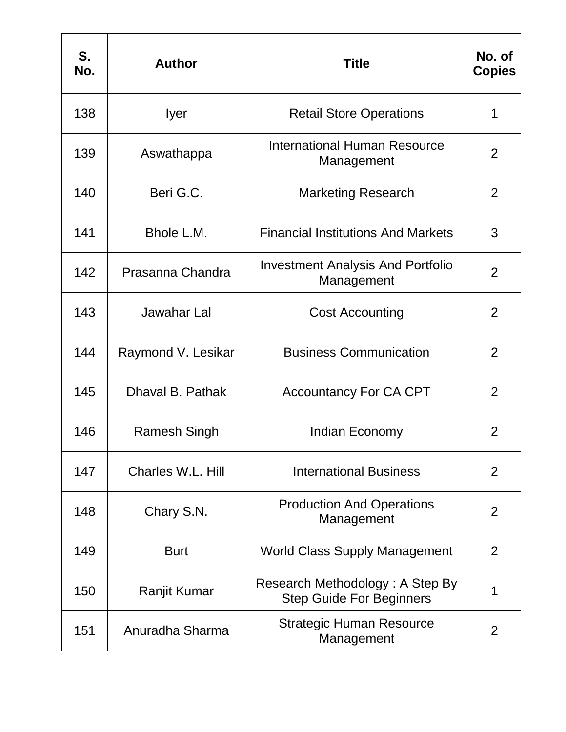| S. No. | Author | Title | No. of Copies |
|---|---|---|---|
| 138 | Iyer | Retail Store Operations | 1 |
| 139 | Aswathappa | International Human Resource Management | 2 |
| 140 | Beri G.C. | Marketing Research | 2 |
| 141 | Bhole L.M. | Financial Institutions And Markets | 3 |
| 142 | Prasanna Chandra | Investment Analysis And Portfolio Management | 2 |
| 143 | Jawahar Lal | Cost Accounting | 2 |
| 144 | Raymond V. Lesikar | Business Communication | 2 |
| 145 | Dhaval B. Pathak | Accountancy For CA CPT | 2 |
| 146 | Ramesh Singh | Indian Economy | 2 |
| 147 | Charles W.L. Hill | International Business | 2 |
| 148 | Chary S.N. | Production And Operations Management | 2 |
| 149 | Burt | World Class Supply Management | 2 |
| 150 | Ranjit Kumar | Research Methodology : A Step By Step Guide For Beginners | 1 |
| 151 | Anuradha Sharma | Strategic Human Resource Management | 2 |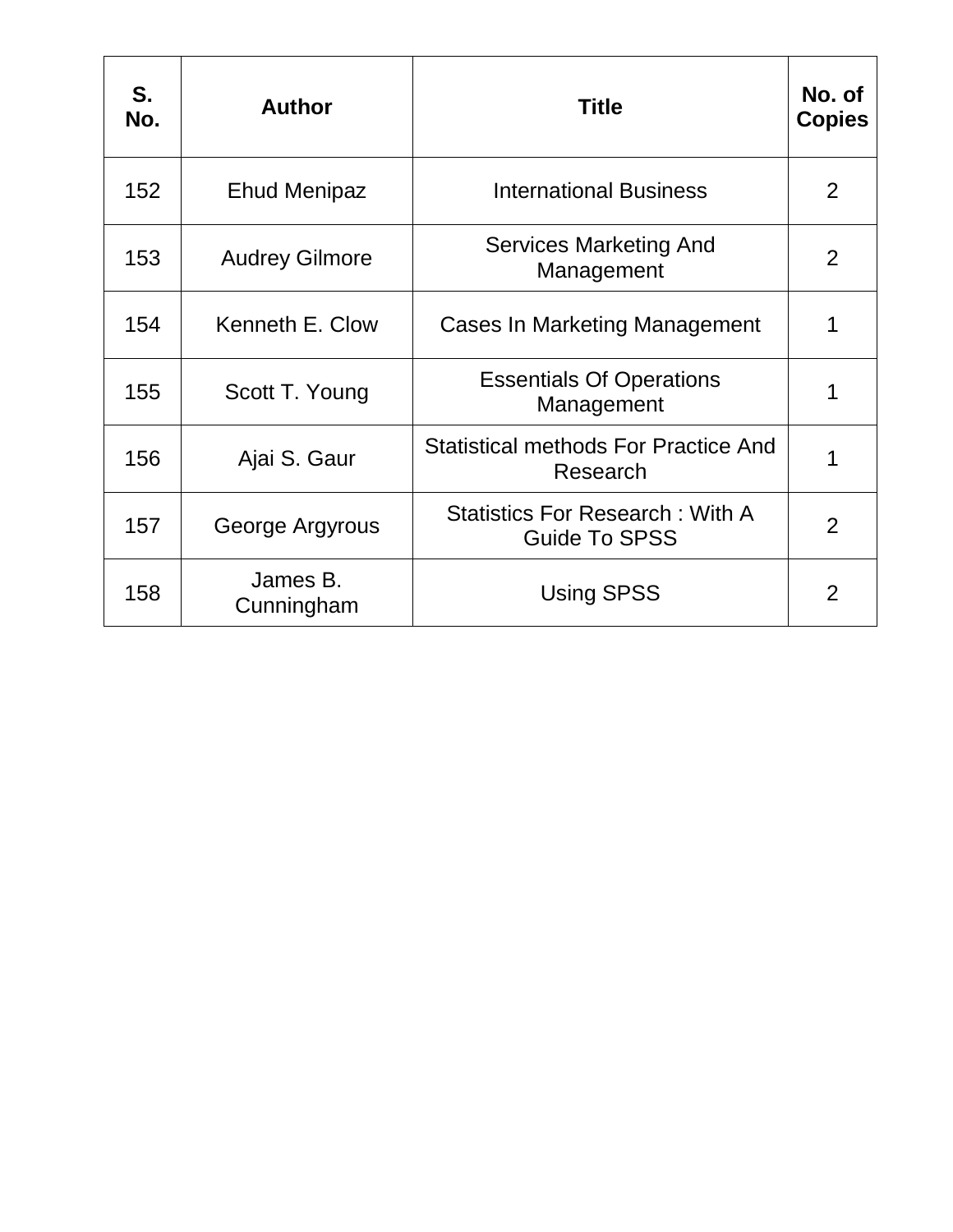| S. No. | Author | Title | No. of Copies |
|---|---|---|---|
| 152 | Ehud Menipaz | International Business | 2 |
| 153 | Audrey Gilmore | Services Marketing And Management | 2 |
| 154 | Kenneth E. Clow | Cases In Marketing Management | 1 |
| 155 | Scott T. Young | Essentials Of Operations Management | 1 |
| 156 | Ajai S. Gaur | Statistical methods For Practice And Research | 1 |
| 157 | George Argyrous | Statistics For Research : With A Guide To SPSS | 2 |
| 158 | James B. Cunningham | Using SPSS | 2 |